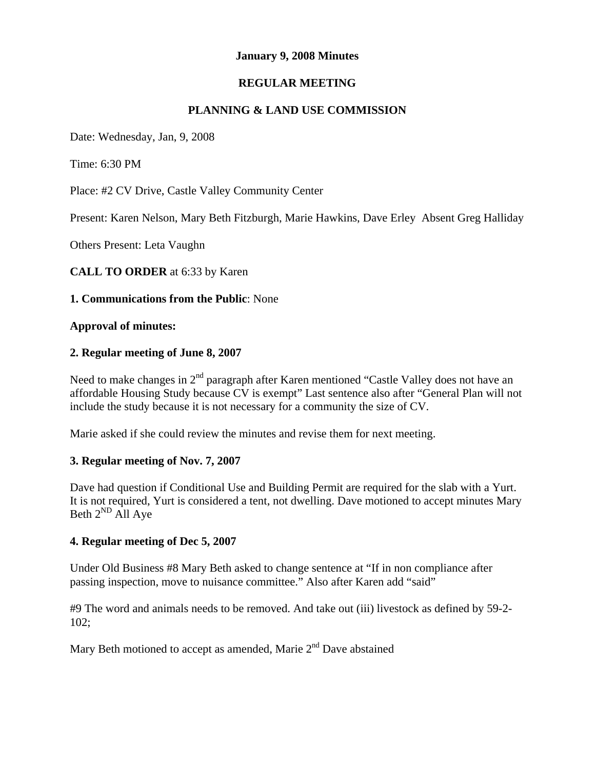**January 9, 2008 Minutes**

**REGULAR MEETING**

**PLANNING & LAND USE COMMISSION**

Date: Wednesday, Jan, 9, 2008

Time: 6:30 PM

Place: #2 CV Drive, Castle Valley Community Center

Present: Karen Nelson, Mary Beth Fitzburgh, Marie Hawkins, Dave Erley  Absent Greg Halliday

Others Present: Leta Vaughn

**CALL TO ORDER** at 6:33 by Karen

**1. Communications from the Public**: None

**Approval of minutes:**

**2. Regular meeting of June 8, 2007**

Need to make changes in 2nd paragraph after Karen mentioned "Castle Valley does not have an affordable Housing Study because CV is exempt" Last sentence also after "General Plan will not include the study because it is not necessary for a community the size of CV.

Marie asked if she could review the minutes and revise them for next meeting.

**3. Regular meeting of Nov. 7, 2007**

Dave had question if Conditional Use and Building Permit are required for the slab with a Yurt. It is not required, Yurt is considered a tent, not dwelling. Dave motioned to accept minutes Mary Beth 2ND All Aye

**4. Regular meeting of Dec 5, 2007**

Under Old Business #8 Mary Beth asked to change sentence at "If in non compliance after passing inspection, move to nuisance committee." Also after Karen add "said"

#9 The word and animals needs to be removed. And take out (iii) livestock as defined by 59-2-102;

Mary Beth motioned to accept as amended, Marie 2nd Dave abstained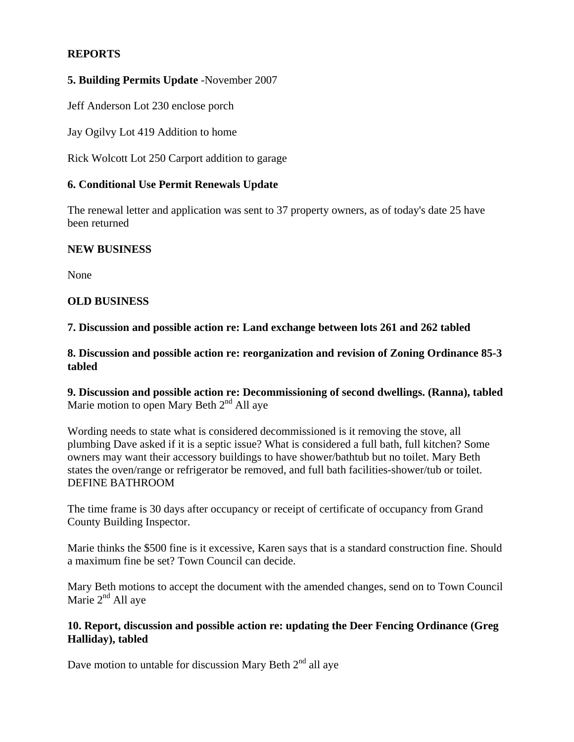**REPORTS**

**5. Building Permits Update** -November 2007

Jeff Anderson Lot 230 enclose porch

Jay Ogilvy Lot 419 Addition to home

Rick Wolcott Lot 250 Carport addition to garage

**6. Conditional Use Permit Renewals Update**

The renewal letter and application was sent to 37 property owners, as of today's date 25 have been returned

**NEW BUSINESS**

None

**OLD BUSINESS**

**7. Discussion and possible action re: Land exchange between lots 261 and 262 tabled**

**8. Discussion and possible action re: reorganization and revision of Zoning Ordinance 85-3 tabled**

**9. Discussion and possible action re: Decommissioning of second dwellings. (Ranna), tabled**
Marie motion to open Mary Beth 2nd All aye

Wording needs to state what is considered decommissioned is it removing the stove, all plumbing Dave asked if it is a septic issue? What is considered a full bath, full kitchen? Some owners may want their accessory buildings to have shower/bathtub but no toilet. Mary Beth states the oven/range or refrigerator be removed, and full bath facilities-shower/tub or toilet. DEFINE BATHROOM

The time frame is 30 days after occupancy or receipt of certificate of occupancy from Grand County Building Inspector.

Marie thinks the $500 fine is it excessive, Karen says that is a standard construction fine. Should a maximum fine be set? Town Council can decide.

Mary Beth motions to accept the document with the amended changes, send on to Town Council Marie 2nd All aye

**10. Report, discussion and possible action re: updating the Deer Fencing Ordinance (Greg Halliday), tabled**

Dave motion to untable for discussion Mary Beth 2nd all aye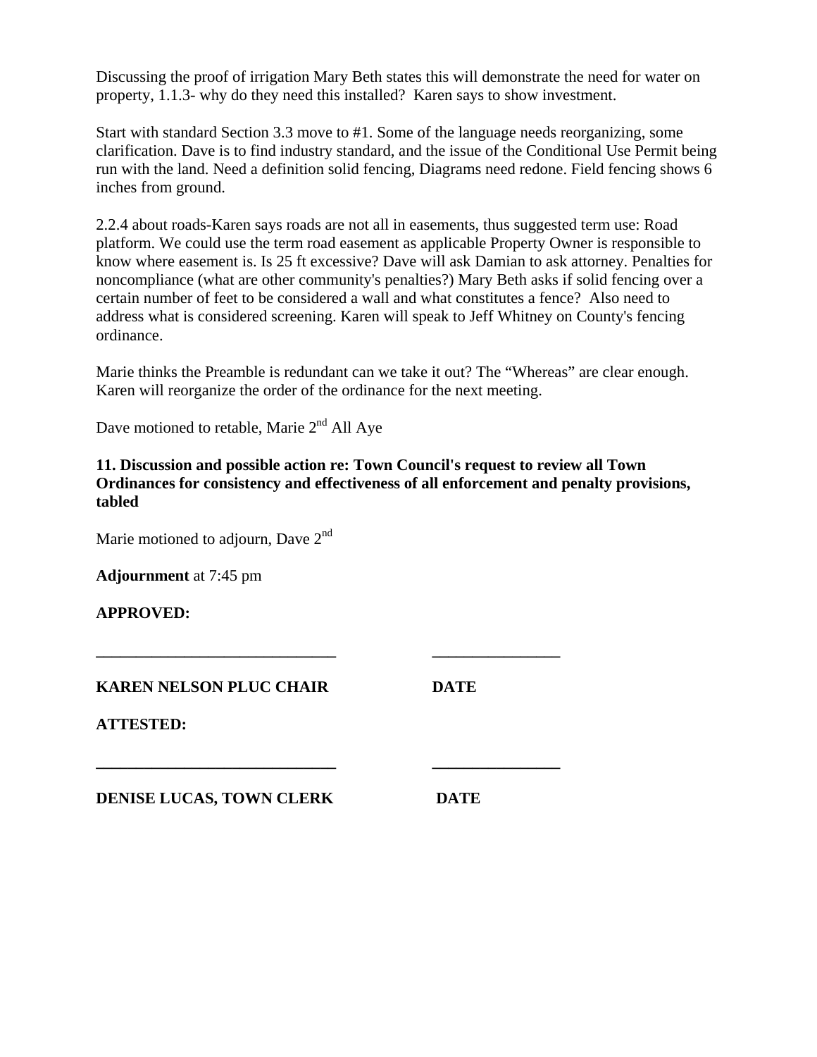Discussing the proof of irrigation Mary Beth states this will demonstrate the need for water on property, 1.1.3- why do they need this installed? Karen says to show investment.

Start with standard Section 3.3 move to #1. Some of the language needs reorganizing, some clarification. Dave is to find industry standard, and the issue of the Conditional Use Permit being run with the land. Need a definition solid fencing, Diagrams need redone. Field fencing shows 6 inches from ground.

2.2.4 about roads-Karen says roads are not all in easements, thus suggested term use: Road platform. We could use the term road easement as applicable Property Owner is responsible to know where easement is. Is 25 ft excessive? Dave will ask Damian to ask attorney. Penalties for noncompliance (what are other community's penalties?) Mary Beth asks if solid fencing over a certain number of feet to be considered a wall and what constitutes a fence? Also need to address what is considered screening. Karen will speak to Jeff Whitney on County's fencing ordinance.

Marie thinks the Preamble is redundant can we take it out? The “Whereas” are clear enough. Karen will reorganize the order of the ordinance for the next meeting.

Dave motioned to retable, Marie 2nd All Aye

**11. Discussion and possible action re: Town Council's request to review all Town Ordinances for consistency and effectiveness of all enforcement and penalty provisions, tabled**

Marie motioned to adjourn, Dave 2nd

**Adjournment** at 7:45 pm

**APPROVED:**

______________________________ ________________

**KAREN NELSON PLUC CHAIR DATE**

**ATTESTED:**

______________________________ ________________

**DENISE LUCAS, TOWN CLERK DATE**